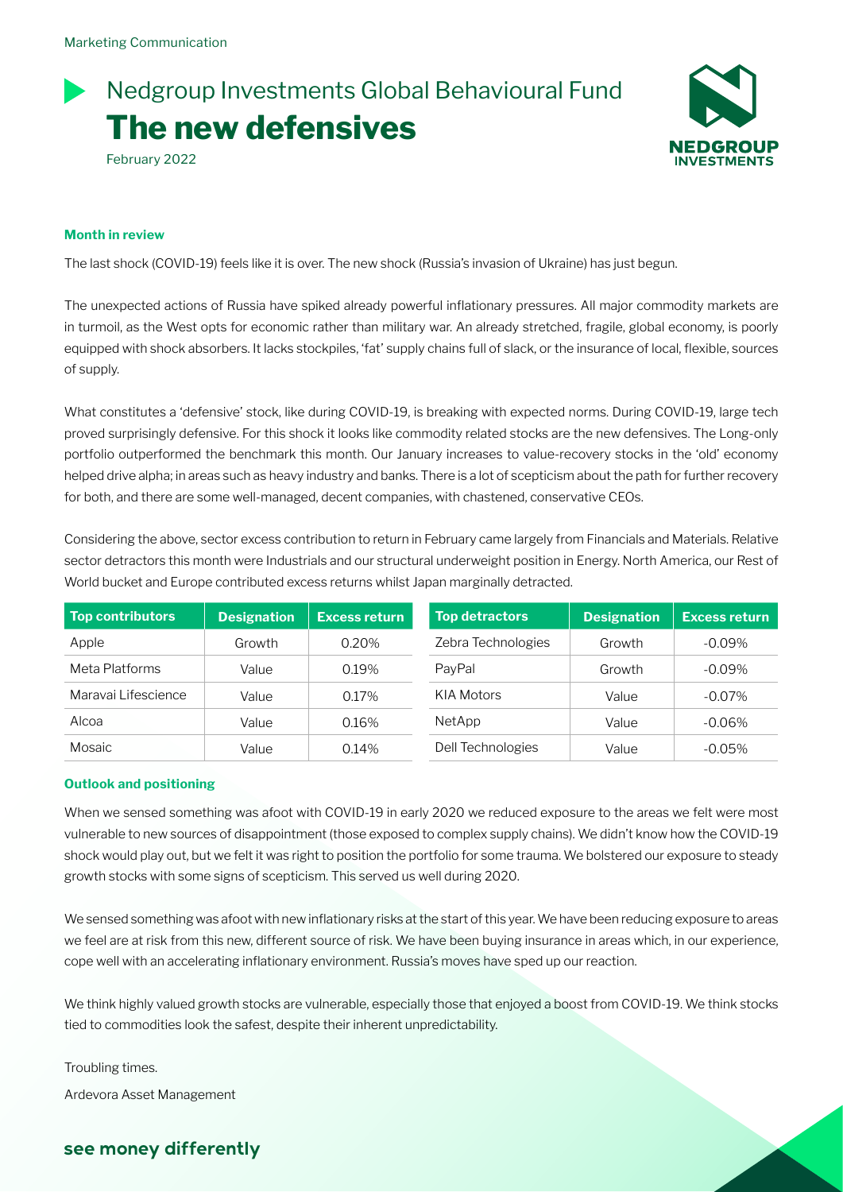Marketing Communication

# Nedgroup Investments Global Behavioural Fund

# The new defensives

February 2022

### Month in review

The last shock (COVID-19) feels like it is over. The new shock (Russia's invasion of Ukraine) has just begun.

The unexpected actions of Russia have spiked already powerful inflationary pressures. All major commodity markets are in turmoil, as the West opts for economic rather than military war. An already stretched, fragile, global economy, is poorly equipped with shock absorbers. It lacks stockpiles, 'fat' supply chains full of slack, or the insurance of local, flexible, sources of supply.

What constitutes a 'defensive' stock, like during COVID-19, is breaking with expected norms. During COVID-19, large tech proved surprisingly defensive. For this shock it looks like commodity related stocks are the new defensives. The Long-only portfolio outperformed the benchmark this month. Our January increases to value-recovery stocks in the 'old' economy helped drive alpha; in areas such as heavy industry and banks. There is a lot of scepticism about the path for further recovery for both, and there are some well-managed, decent companies, with chastened, conservative CEOs.

Considering the above, sector excess contribution to return in February came largely from Financials and Materials. Relative sector detractors this month were Industrials and our structural underweight position in Energy. North America, our Rest of World bucket and Europe contributed excess returns whilst Japan marginally detracted.

| Top contributors | Designation | Excess return |
|---|---|---|
| Apple | Growth | 0.20% |
| Meta Platforms | Value | 0.19% |
| Maravai Lifescience | Value | 0.17% |
| Alcoa | Value | 0.16% |
| Mosaic | Value | 0.14% |

| Top detractors | Designation | Excess return |
|---|---|---|
| Zebra Technologies | Growth | -0.09% |
| PayPal | Growth | -0.09% |
| KIA Motors | Value | -0.07% |
| NetApp | Value | -0.06% |
| Dell Technologies | Value | -0.05% |

### Outlook and positioning

When we sensed something was afoot with COVID-19 in early 2020 we reduced exposure to the areas we felt were most vulnerable to new sources of disappointment (those exposed to complex supply chains). We didn't know how the COVID-19 shock would play out, but we felt it was right to position the portfolio for some trauma. We bolstered our exposure to steady growth stocks with some signs of scepticism. This served us well during 2020.

We sensed something was afoot with new inflationary risks at the start of this year. We have been reducing exposure to areas we feel are at risk from this new, different source of risk. We have been buying insurance in areas which, in our experience, cope well with an accelerating inflationary environment. Russia's moves have sped up our reaction.

We think highly valued growth stocks are vulnerable, especially those that enjoyed a boost from COVID-19. We think stocks tied to commodities look the safest, despite their inherent unpredictability.

Troubling times.

Ardevora Asset Management

**see money differently**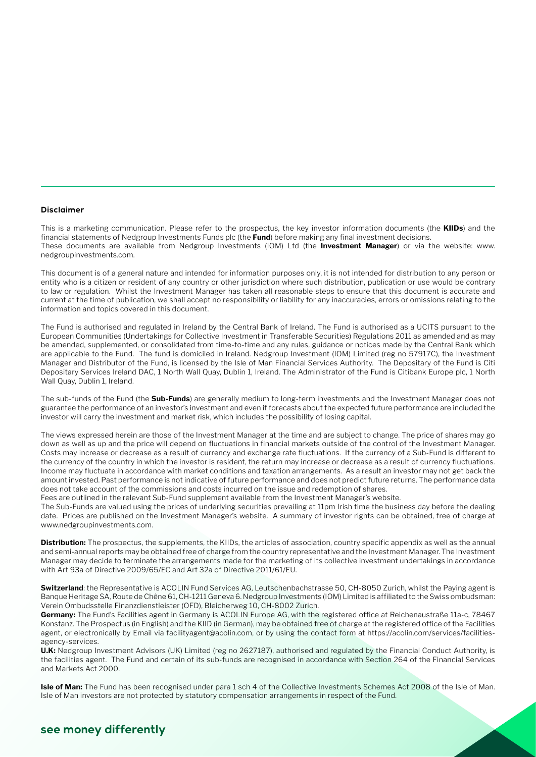## Disclaimer

This is a marketing communication. Please refer to the prospectus, the key investor information documents (the **KIIDs**) and the financial statements of Nedgroup Investments Funds plc (the **Fund**) before making any final investment decisions.
These documents are available from Nedgroup Investments (IOM) Ltd (the **Investment Manager**) or via the website: www.nedgroupinvestments.com.

This document is of a general nature and intended for information purposes only, it is not intended for distribution to any person or entity who is a citizen or resident of any country or other jurisdiction where such distribution, publication or use would be contrary to law or regulation. Whilst the Investment Manager has taken all reasonable steps to ensure that this document is accurate and current at the time of publication, we shall accept no responsibility or liability for any inaccuracies, errors or omissions relating to the information and topics covered in this document.

The Fund is authorised and regulated in Ireland by the Central Bank of Ireland. The Fund is authorised as a UCITS pursuant to the European Communities (Undertakings for Collective Investment in Transferable Securities) Regulations 2011 as amended and as may be amended, supplemented, or consolidated from time-to-time and any rules, guidance or notices made by the Central Bank which are applicable to the Fund. The fund is domiciled in Ireland. Nedgroup Investment (IOM) Limited (reg no 57917C), the Investment Manager and Distributor of the Fund, is licensed by the Isle of Man Financial Services Authority. The Depositary of the Fund is Citi Depositary Services Ireland DAC, 1 North Wall Quay, Dublin 1, Ireland. The Administrator of the Fund is Citibank Europe plc, 1 North Wall Quay, Dublin 1, Ireland.

The sub-funds of the Fund (the **Sub-Funds**) are generally medium to long-term investments and the Investment Manager does not guarantee the performance of an investor's investment and even if forecasts about the expected future performance are included the investor will carry the investment and market risk, which includes the possibility of losing capital.

The views expressed herein are those of the Investment Manager at the time and are subject to change. The price of shares may go down as well as up and the price will depend on fluctuations in financial markets outside of the control of the Investment Manager. Costs may increase or decrease as a result of currency and exchange rate fluctuations. If the currency of a Sub-Fund is different to the currency of the country in which the investor is resident, the return may increase or decrease as a result of currency fluctuations. Income may fluctuate in accordance with market conditions and taxation arrangements. As a result an investor may not get back the amount invested. Past performance is not indicative of future performance and does not predict future returns. The performance data does not take account of the commissions and costs incurred on the issue and redemption of shares.
Fees are outlined in the relevant Sub-Fund supplement available from the Investment Manager's website.
The Sub-Funds are valued using the prices of underlying securities prevailing at 11pm Irish time the business day before the dealing date. Prices are published on the Investment Manager's website. A summary of investor rights can be obtained, free of charge at www.nedgroupinvestments.com.

**Distribution:** The prospectus, the supplements, the KIIDs, the articles of association, country specific appendix as well as the annual and semi-annual reports may be obtained free of charge from the country representative and the Investment Manager. The Investment Manager may decide to terminate the arrangements made for the marketing of its collective investment undertakings in accordance with Art 93a of Directive 2009/65/EC and Art 32a of Directive 2011/61/EU.

**Switzerland**: the Representative is ACOLIN Fund Services AG, Leutschenbachstrasse 50, CH-8050 Zurich, whilst the Paying agent is Banque Heritage SA, Route de Chêne 61, CH-1211 Geneva 6. Nedgroup Investments (IOM) Limited is affiliated to the Swiss ombudsman: Verein Ombudsstelle Finanzdienstleister (OFD), Bleicherweg 10, CH-8002 Zurich.
**Germany:** The Fund's Facilities agent in Germany is ACOLIN Europe AG, with the registered office at Reichenaustraße 11a-c, 78467 Konstanz. The Prospectus (in English) and the KIID (in German), may be obtained free of charge at the registered office of the Facilities agent, or electronically by Email via facilityagent@acolin.com, or by using the contact form at https://acolin.com/services/facilities-agency-services.
**U.K:** Nedgroup Investment Advisors (UK) Limited (reg no 2627187), authorised and regulated by the Financial Conduct Authority, is the facilities agent. The Fund and certain of its sub-funds are recognised in accordance with Section 264 of the Financial Services and Markets Act 2000.

**Isle of Man:** The Fund has been recognised under para 1 sch 4 of the Collective Investments Schemes Act 2008 of the Isle of Man. Isle of Man investors are not protected by statutory compensation arrangements in respect of the Fund.

**see money differently**